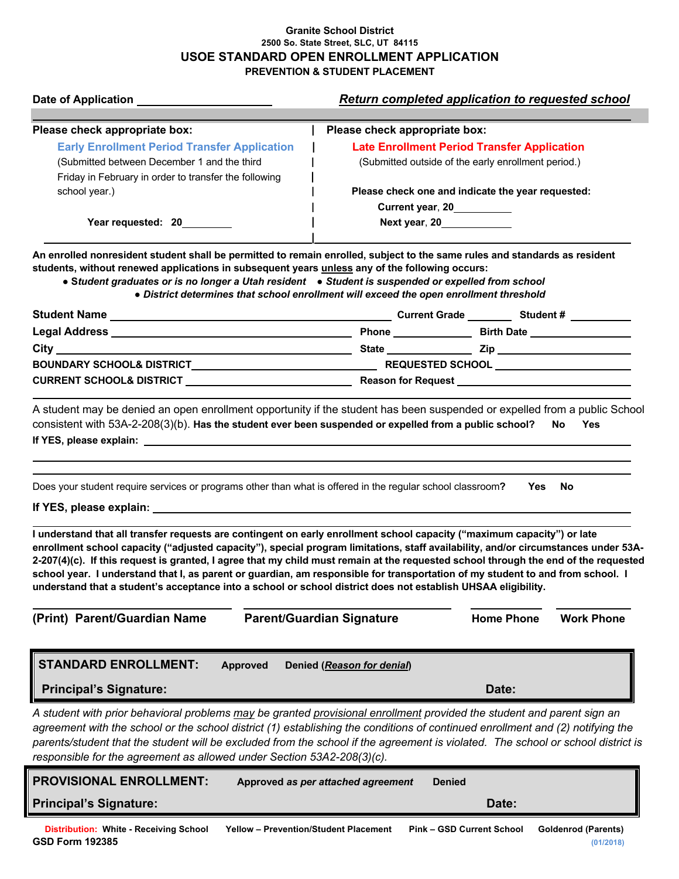**Granite School District**
**2500 So. State Street, SLC, UT 84115**

# USOE STANDARD OPEN ENROLLMENT APPLICATION

**PREVENTION & STUDENT PLACEMENT**

**Date of Application** ____________________

***Return completed application to requested school***

| **Please check appropriate box:** | **Please check appropriate box:** |
|---|---|
| **Early Enrollment Period Transfer Application** | **Late Enrollment Period Transfer Application** |
| (Submitted between December 1 and the third Friday in February in order to transfer the following school year.) | (Submitted outside of the early enrollment period.) |
| | **Please check one and indicate the year requested:** |
| | **Current year, 20**__________ |
| **Year requested: 20**_________ | **Next year, 20**____________ |

**An enrolled nonresident student shall be permitted to remain enrolled, subject to the same rules and standards as resident students, without renewed applications in subsequent years unless any of the following occurs:**

- ***Student graduates or is no longer a Utah resident***
- ***Student is suspended or expelled from school***
- ***District determines that school enrollment will exceed the open enrollment threshold***

**Student Name** ______________________________ **Current Grade** ________ **Student #** __________

**Legal Address** ______________________________ **Phone** ____________ **Birth Date** ______________

**City** ______________________________ **State** __________ **Zip** ______________

**BOUNDARY SCHOOL& DISTRICT** ______________________________ **REQUESTED SCHOOL** ______________________________

**CURRENT SCHOOL& DISTRICT** ______________________________ **Reason for Request** ______________________________

A student may be denied an open enrollment opportunity if the student has been suspended or expelled from a public School consistent with 53A-2-208(3)(b). **Has the student ever been suspended or expelled from a public school? No Yes**

**If YES, please explain:** ____________________________________________________________

____________________________________________________________

____________________________________________________________

Does your student require services or programs other than what is offered in the regular school classroom**? Yes No**

**If YES, please explain:** ____________________________________________________________

____________________________________________________________

**I understand that all transfer requests are contingent on early enrollment school capacity ("maximum capacity") or late enrollment school capacity ("adjusted capacity"), special program limitations, staff availability, and/or circumstances under 53A-2-207(4)(c). If this request is granted, I agree that my child must remain at the requested school through the end of the requested school year. I understand that I, as parent or guardian, am responsible for transportation of my student to and from school. I understand that a student's acceptance into a school or school district does not establish UHSAA eligibility.**

| ______________________ | ______________________ | __________ | __________ |
|---|---|---|---|
| **(Print) Parent/Guardian Name** | **Parent/Guardian Signature** | **Home Phone** | **Work Phone** |

| | | |
|---|---|---|
| **STANDARD ENROLLMENT:** | **Approved** | **Denied (*Reason for denial*)** |
| **Principal's Signature:** | | **Date:** |

*A student with prior behavioral problems may be granted provisional enrollment provided the student and parent sign an agreement with the school or the school district (1) establishing the conditions of continued enrollment and (2) notifying the parents/student that the student will be excluded from the school if the agreement is violated. The school or school district is responsible for the agreement as allowed under Section 53A2-208(3)(c).*

| | | |
|---|---|---|
| **PROVISIONAL ENROLLMENT:** | **Approved *as per attached agreement*** | **Denied** |
| **Principal's Signature:** | | **Date:** |

**Distribution: White - Receiving School Yellow – Prevention/Student Placement Pink – GSD Current School Goldenrod (Parents)**

**GSD Form 192385** (01/2018)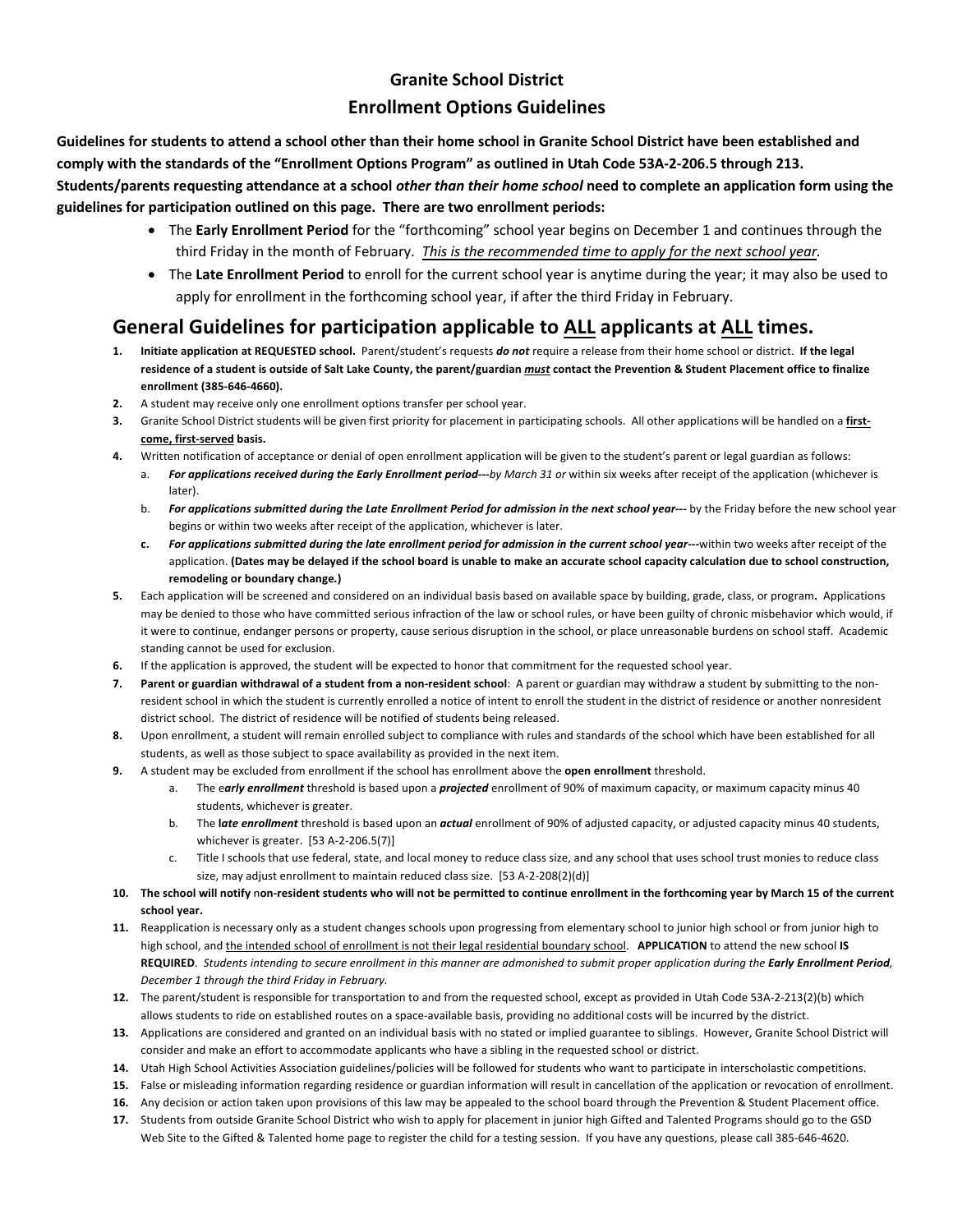## Granite School District

## Enrollment Options Guidelines

**Guidelines for students to attend a school other than their home school in Granite School District have been established and comply with the standards of the "Enrollment Options Program" as outlined in Utah Code 53A-2-206.5 through 213. Students/parents requesting attendance at a school *other than their home school* need to complete an application form using the guidelines for participation outlined on this page. There are two enrollment periods:**

- The **Early Enrollment Period** for the "forthcoming" school year begins on December 1 and continues through the third Friday in the month of February. *This is the recommended time to apply for the next school year.*
- The **Late Enrollment Period** to enroll for the current school year is anytime during the year; it may also be used to apply for enrollment in the forthcoming school year, if after the third Friday in February.

# General Guidelines for participation applicable to ALL applicants at ALL times.

1. **Initiate application at REQUESTED school.** Parent/student's requests ***do not*** require a release from their home school or district. **If the legal residence of a student is outside of Salt Lake County, the parent/guardian *must* contact the Prevention & Student Placement office to finalize enrollment (385-646-4660).**
2. A student may receive only one enrollment options transfer per school year.
3. Granite School District students will be given first priority for placement in participating schools. All other applications will be handled on a **first-come, first-served basis.**
4. Written notification of acceptance or denial of open enrollment application will be given to the student's parent or legal guardian as follows:
   a. ***For applications received during the Early Enrollment period---by March 31 or*** within six weeks after receipt of the application (whichever is later).
   b. ***For applications submitted during the Late Enrollment Period for admission in the next school year---*** by the Friday before the new school year begins or within two weeks after receipt of the application, whichever is later.
   c. ***For applications submitted during the late enrollment period for admission in the current school year---***within two weeks after receipt of the application. **(Dates may be delayed if the school board is unable to make an accurate school capacity calculation due to school construction, remodeling or boundary change.)**
5. Each application will be screened and considered on an individual basis based on available space by building, grade, class, or program**.** Applications may be denied to those who have committed serious infraction of the law or school rules, or have been guilty of chronic misbehavior which would, if it were to continue, endanger persons or property, cause serious disruption in the school, or place unreasonable burdens on school staff. Academic standing cannot be used for exclusion.
6. If the application is approved, the student will be expected to honor that commitment for the requested school year.
7. **Parent or guardian withdrawal of a student from a non-resident school**: A parent or guardian may withdraw a student by submitting to the non-resident school in which the student is currently enrolled a notice of intent to enroll the student in the district of residence or another nonresident district school. The district of residence will be notified of students being released.
8. Upon enrollment, a student will remain enrolled subject to compliance with rules and standards of the school which have been established for all students, as well as those subject to space availability as provided in the next item.
9. A student may be excluded from enrollment if the school has enrollment above the **open enrollment** threshold.
   a. The e***arly enrollment*** threshold is based upon a ***projected*** enrollment of 90% of maximum capacity, or maximum capacity minus 40 students, whichever is greater.
   b. The l***ate enrollment*** threshold is based upon an ***actual*** enrollment of 90% of adjusted capacity, or adjusted capacity minus 40 students, whichever is greater. [53 A-2-206.5(7)]
   c. Title I schools that use federal, state, and local money to reduce class size, and any school that uses school trust monies to reduce class size, may adjust enrollment to maintain reduced class size. [53 A-2-208(2)(d)]
10. **The school will notify** n**on-resident students who will not be permitted to continue enrollment in the forthcoming year by March 15 of the current school year.**
11. Reapplication is necessary only as a student changes schools upon progressing from elementary school to junior high school or from junior high to high school, and the intended school of enrollment is not their legal residential boundary school. **APPLICATION** to attend the new school **IS REQUIRED**. *Students intending to secure enrollment in this manner are admonished to submit proper application during the **Early Enrollment Period**, December 1 through the third Friday in February.*
12. The parent/student is responsible for transportation to and from the requested school, except as provided in Utah Code 53A-2-213(2)(b) which allows students to ride on established routes on a space-available basis, providing no additional costs will be incurred by the district.
13. Applications are considered and granted on an individual basis with no stated or implied guarantee to siblings. However, Granite School District will consider and make an effort to accommodate applicants who have a sibling in the requested school or district.
14. Utah High School Activities Association guidelines/policies will be followed for students who want to participate in interscholastic competitions.
15. False or misleading information regarding residence or guardian information will result in cancellation of the application or revocation of enrollment.
16. Any decision or action taken upon provisions of this law may be appealed to the school board through the Prevention & Student Placement office.
17. Students from outside Granite School District who wish to apply for placement in junior high Gifted and Talented Programs should go to the GSD Web Site to the Gifted & Talented home page to register the child for a testing session. If you have any questions, please call 385-646-4620.